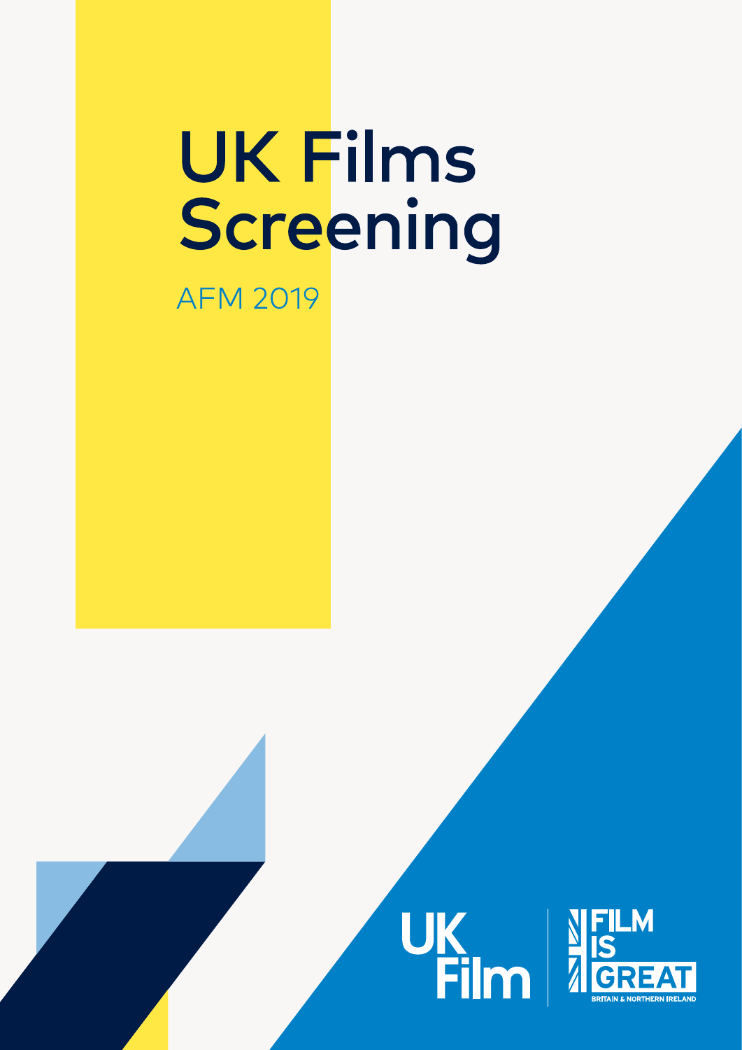# UK Films Screening

AFM 2019

UK Film

FILM IS GREAT

BRITAIN & NORTHERN IRELAND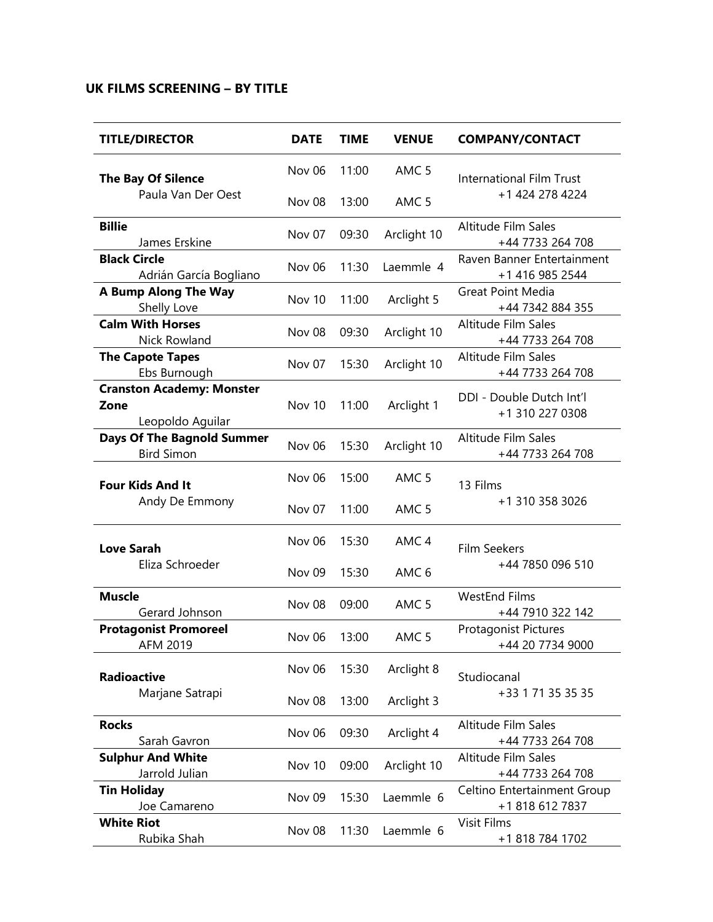## UK FILMS SCREENING – BY TITLE

| TITLE/DIRECTOR | DATE | TIME | VENUE | COMPANY/CONTACT |
|---|---|---|---|---|
| **The Bay Of Silence**<br>Paula Van Der Oest | Nov 06<br>Nov 08 | 11:00<br>13:00 | AMC 5<br>AMC 5 | International Film Trust<br>+1 424 278 4224 |
| **Billie**<br>James Erskine | Nov 07 | 09:30 | Arclight 10 | Altitude Film Sales<br>+44 7733 264 708 |
| **Black Circle**<br>Adrián García Bogliano | Nov 06 | 11:30 | Laemmle 4 | Raven Banner Entertainment<br>+1 416 985 2544 |
| **A Bump Along The Way**<br>Shelly Love | Nov 10 | 11:00 | Arclight 5 | Great Point Media<br>+44 7342 884 355 |
| **Calm With Horses**<br>Nick Rowland | Nov 08 | 09:30 | Arclight 10 | Altitude Film Sales<br>+44 7733 264 708 |
| **The Capote Tapes**<br>Ebs Burnough | Nov 07 | 15:30 | Arclight 10 | Altitude Film Sales<br>+44 7733 264 708 |
| **Cranston Academy: Monster Zone**<br>Leopoldo Aguilar | Nov 10 | 11:00 | Arclight 1 | DDI - Double Dutch Int'l<br>+1 310 227 0308 |
| **Days Of The Bagnold Summer**<br>Bird Simon | Nov 06 | 15:30 | Arclight 10 | Altitude Film Sales<br>+44 7733 264 708 |
| **Four Kids And It**<br>Andy De Emmony | Nov 06<br>Nov 07 | 15:00<br>11:00 | AMC 5<br>AMC 5 | 13 Films<br>+1 310 358 3026 |
| **Love Sarah**<br>Eliza Schroeder | Nov 06<br>Nov 09 | 15:30<br>15:30 | AMC 4<br>AMC 6 | Film Seekers<br>+44 7850 096 510 |
| **Muscle**<br>Gerard Johnson | Nov 08 | 09:00 | AMC 5 | WestEnd Films<br>+44 7910 322 142 |
| **Protagonist Promoreel**<br>AFM 2019 | Nov 06 | 13:00 | AMC 5 | Protagonist Pictures<br>+44 20 7734 9000 |
| **Radioactive**<br>Marjane Satrapi | Nov 06<br>Nov 08 | 15:30<br>13:00 | Arclight 8<br>Arclight 3 | Studiocanal<br>+33 1 71 35 35 35 |
| **Rocks**<br>Sarah Gavron | Nov 06 | 09:30 | Arclight 4 | Altitude Film Sales<br>+44 7733 264 708 |
| **Sulphur And White**<br>Jarrold Julian | Nov 10 | 09:00 | Arclight 10 | Altitude Film Sales<br>+44 7733 264 708 |
| **Tin Holiday**<br>Joe Camareno | Nov 09 | 15:30 | Laemmle 6 | Celtino Entertainment Group<br>+1 818 612 7837 |
| **White Riot**<br>Rubika Shah | Nov 08 | 11:30 | Laemmle 6 | Visit Films<br>+1 818 784 1702 |